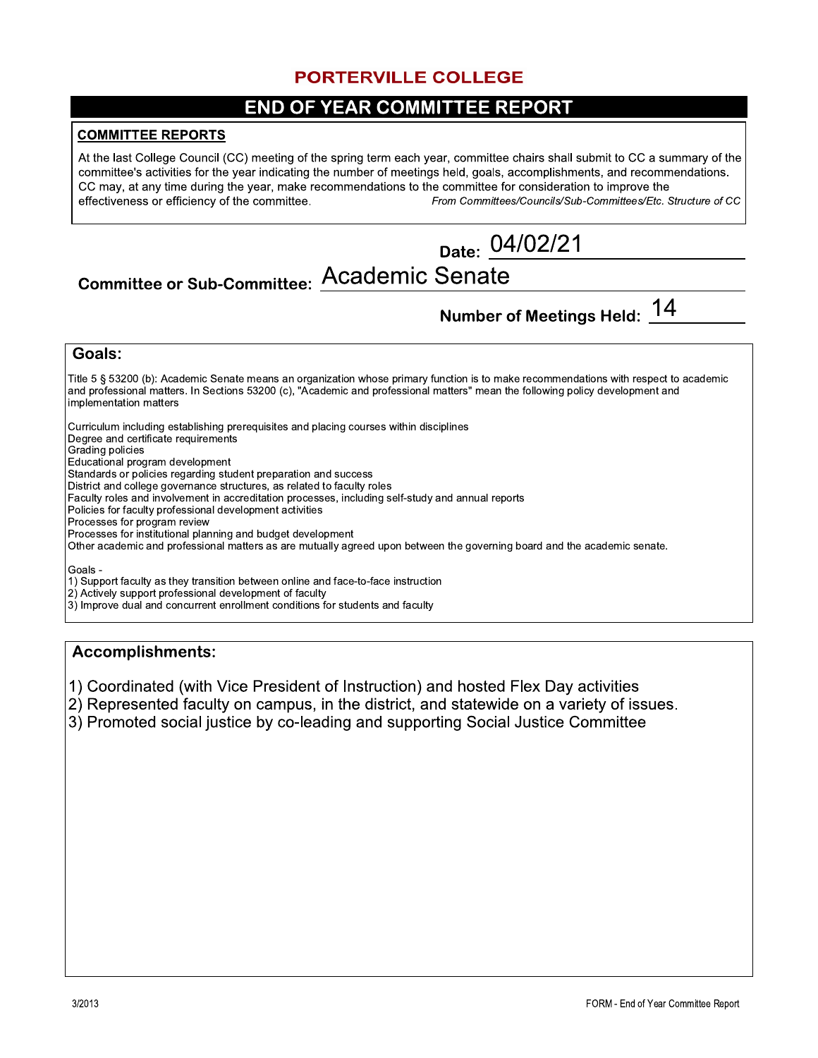# PORTERVILLE COLLEGE

## END OF YEAR COMMITTEE REPORT

### COMMITTEE REPORTS

At the last College Council (CC) meeting of the spring term each year, committee chairs shall submit to CC a summary of the committee's activities for the year indicating the number of meetings held, goals, accomplishments, and recommendations. CC may, at any time during the year, make recommendations to the committee for consideration to improve the effectiveness or efficiency of the committee. *From Committees/Councils/Sub-Committees/Etc. Structure of CC*

**Date:** 04/02/21

**Committee or Sub-Committee:** Academic Senate

**Number of Meetings Held:** 14

### Goals:

Title 5 § 53200 (b): Academic Senate means an organization whose primary function is to make recommendations with respect to academic and professional matters. In Sections 53200 (c), "Academic and professional matters" mean the following policy development and implementation matters

Curriculum including establishing prerequisites and placing courses within disciplines
Degree and certificate requirements
Grading policies
Educational program development
Standards or policies regarding student preparation and success
District and college governance structures, as related to faculty roles
Faculty roles and involvement in accreditation processes, including self-study and annual reports
Policies for faculty professional development activities
Processes for program review
Processes for institutional planning and budget development
Other academic and professional matters as are mutually agreed upon between the governing board and the academic senate.

Goals -
1) Support faculty as they transition between online and face-to-face instruction
2) Actively support professional development of faculty
3) Improve dual and concurrent enrollment conditions for students and faculty

### Accomplishments:

1) Coordinated (with Vice President of Instruction) and hosted Flex Day activities
2) Represented faculty on campus, in the district, and statewide on a variety of issues.
3) Promoted social justice by co-leading and supporting Social Justice Committee

3/2013 FORM - End of Year Committee Report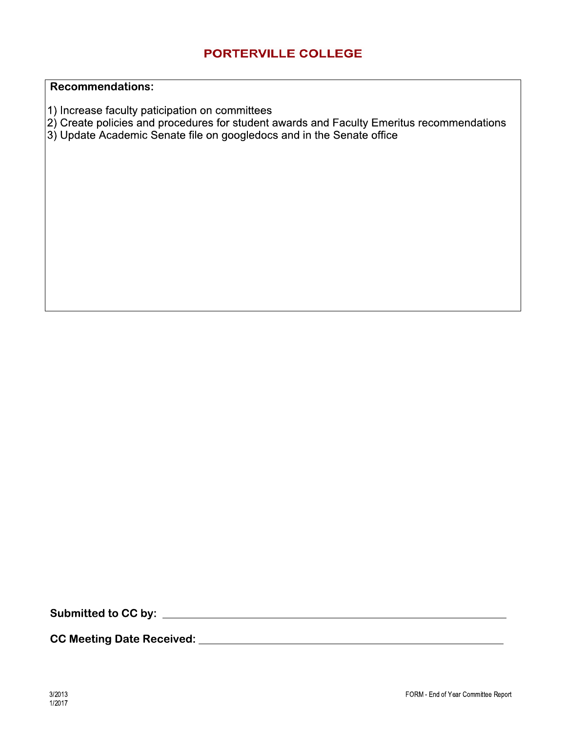# PORTERVILLE COLLEGE

**Recommendations:**

1) Increase faculty paticipation on committees
2) Create policies and procedures for student awards and Faculty Emeritus recommendations
3) Update Academic Senate file on googledocs and in the Senate office

**Submitted to CC by:** ______________________________

**CC Meeting Date Received:** ______________________________

3/2013
1/2017

FORM - End of Year Committee Report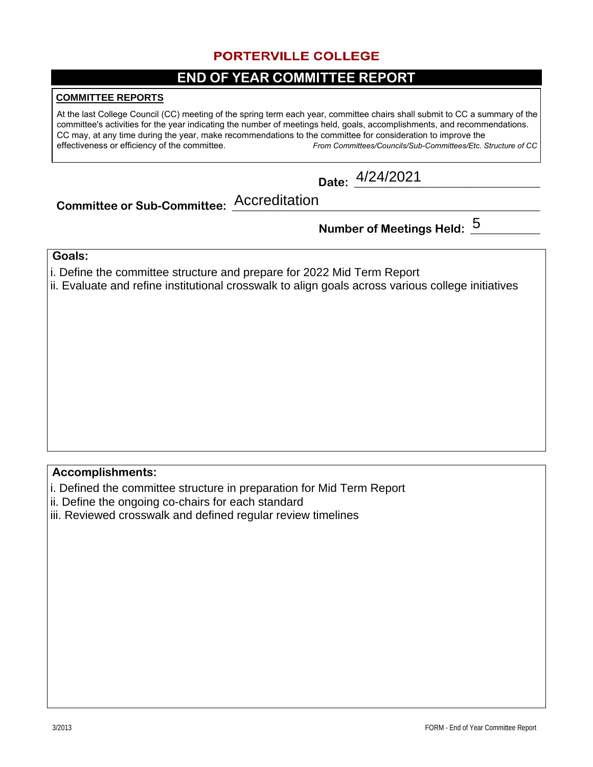# PORTERVILLE COLLEGE

## END OF YEAR COMMITTEE REPORT

**COMMITTEE REPORTS**

At the last College Council (CC) meeting of the spring term each year, committee chairs shall submit to CC a summary of the committee's activities for the year indicating the number of meetings held, goals, accomplishments, and recommendations. CC may, at any time during the year, make recommendations to the committee for consideration to improve the effectiveness or efficiency of the committee. *From Committees/Councils/Sub-Committees/Etc. Structure of CC*

**Date:** 4/24/2021

**Committee or Sub-Committee:** Accreditation

**Number of Meetings Held:** 5

**Goals:**

i. Define the committee structure and prepare for 2022 Mid Term Report
ii. Evaluate and refine institutional crosswalk to align goals across various college initiatives

**Accomplishments:**

i. Defined the committee structure in preparation for Mid Term Report
ii. Define the ongoing co-chairs for each standard
iii. Reviewed crosswalk and defined regular review timelines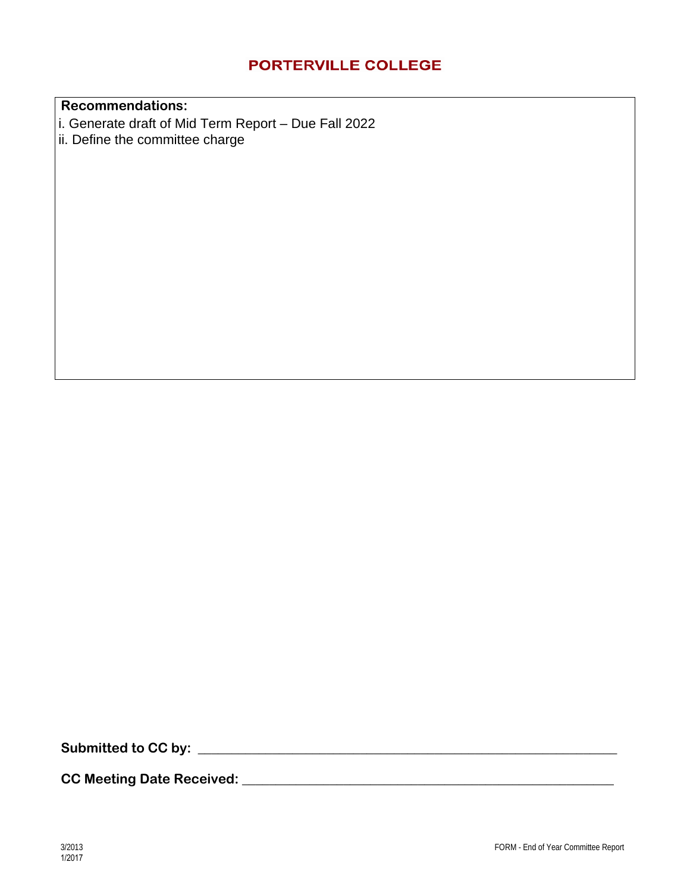# PORTERVILLE COLLEGE

**Recommendations:**

i. Generate draft of Mid Term Report – Due Fall 2022
ii. Define the committee charge

**Submitted to CC by:** ___________________________________________

**CC Meeting Date Received:** ___________________________________________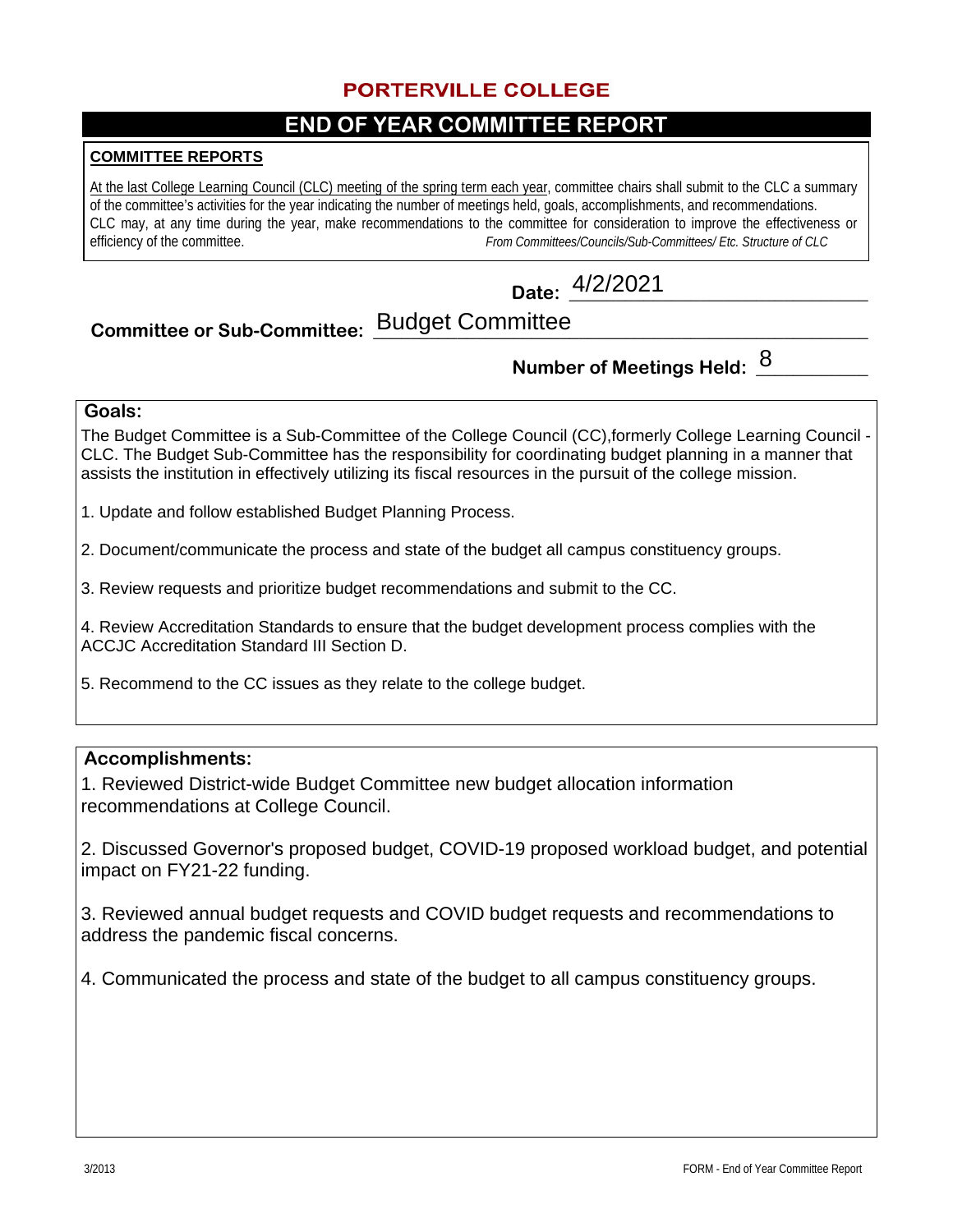# PORTERVILLE COLLEGE

## END OF YEAR COMMITTEE REPORT

**COMMITTEE REPORTS**

At the last College Learning Council (CLC) meeting of the spring term each year, committee chairs shall submit to the CLC a summary of the committee's activities for the year indicating the number of meetings held, goals, accomplishments, and recommendations. CLC may, at any time during the year, make recommendations to the committee for consideration to improve the effectiveness or efficiency of the committee. *From Committees/Councils/Sub-Committees/ Etc. Structure of CLC*

**Date:** 4/2/2021

**Committee or Sub-Committee:** Budget Committee

**Number of Meetings Held:** 8

**Goals:**

The Budget Committee is a Sub-Committee of the College Council (CC),formerly College Learning Council - CLC. The Budget Sub-Committee has the responsibility for coordinating budget planning in a manner that assists the institution in effectively utilizing its fiscal resources in the pursuit of the college mission.

1. Update and follow established Budget Planning Process.
2. Document/communicate the process and state of the budget all campus constituency groups.
3. Review requests and prioritize budget recommendations and submit to the CC.
4. Review Accreditation Standards to ensure that the budget development process complies with the ACCJC Accreditation Standard III Section D.
5. Recommend to the CC issues as they relate to the college budget.

**Accomplishments:**

1. Reviewed District-wide Budget Committee new budget allocation information recommendations at College Council.
2. Discussed Governor's proposed budget, COVID-19 proposed workload budget, and potential impact on FY21-22 funding.
3. Reviewed annual budget requests and COVID budget requests and recommendations to address the pandemic fiscal concerns.
4. Communicated the process and state of the budget to all campus constituency groups.

3/2013 FORM - End of Year Committee Report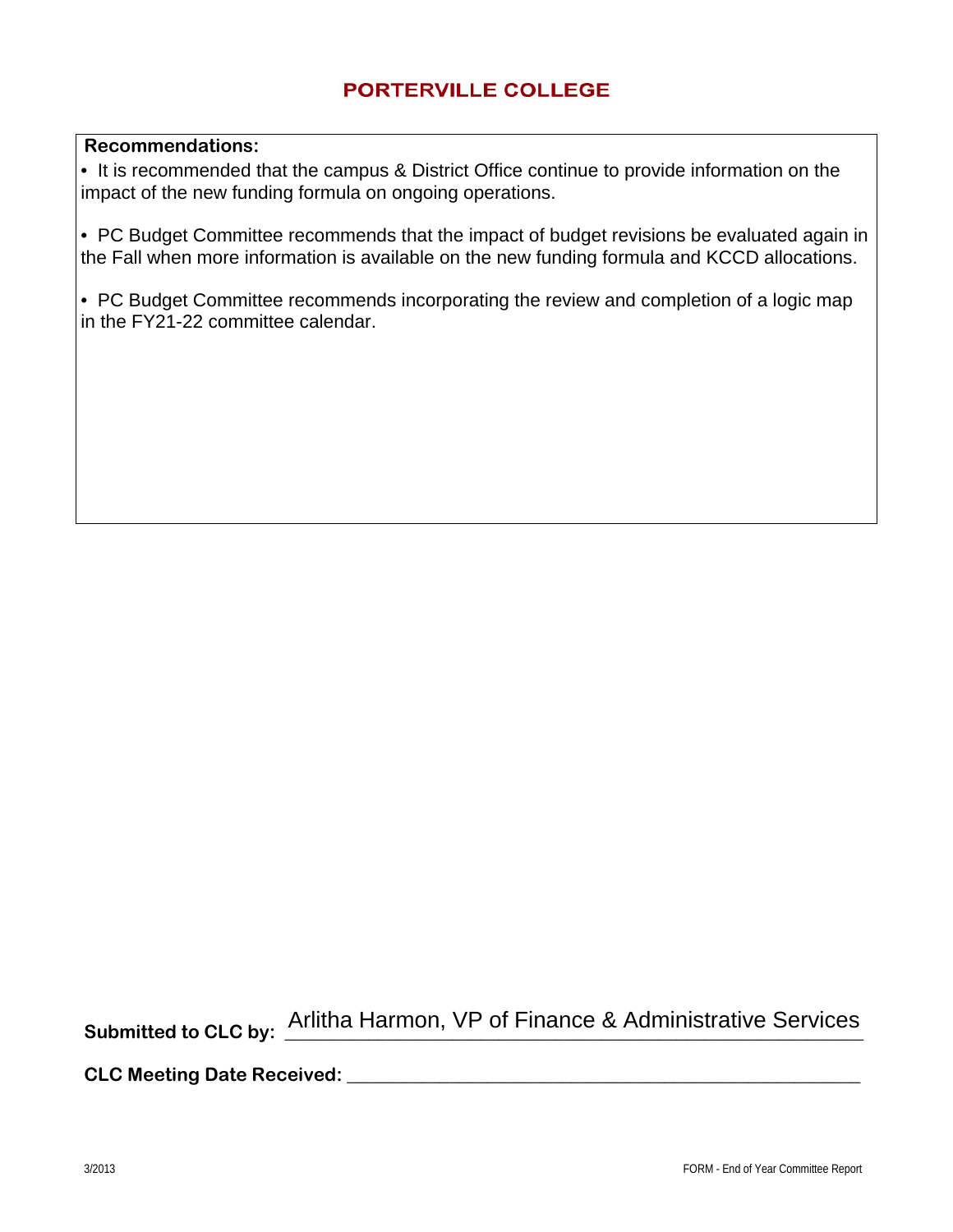# PORTERVILLE COLLEGE

**Recommendations:**

- It is recommended that the campus & District Office continue to provide information on the impact of the new funding formula on ongoing operations.

- PC Budget Committee recommends that the impact of budget revisions be evaluated again in the Fall when more information is available on the new funding formula and KCCD allocations.

- PC Budget Committee recommends incorporating the review and completion of a logic map in the FY21-22 committee calendar.

**Submitted to CLC by:** Arlitha Harmon, VP of Finance & Administrative Services

**CLC Meeting Date Received:** ______________________________

3/2013

FORM - End of Year Committee Report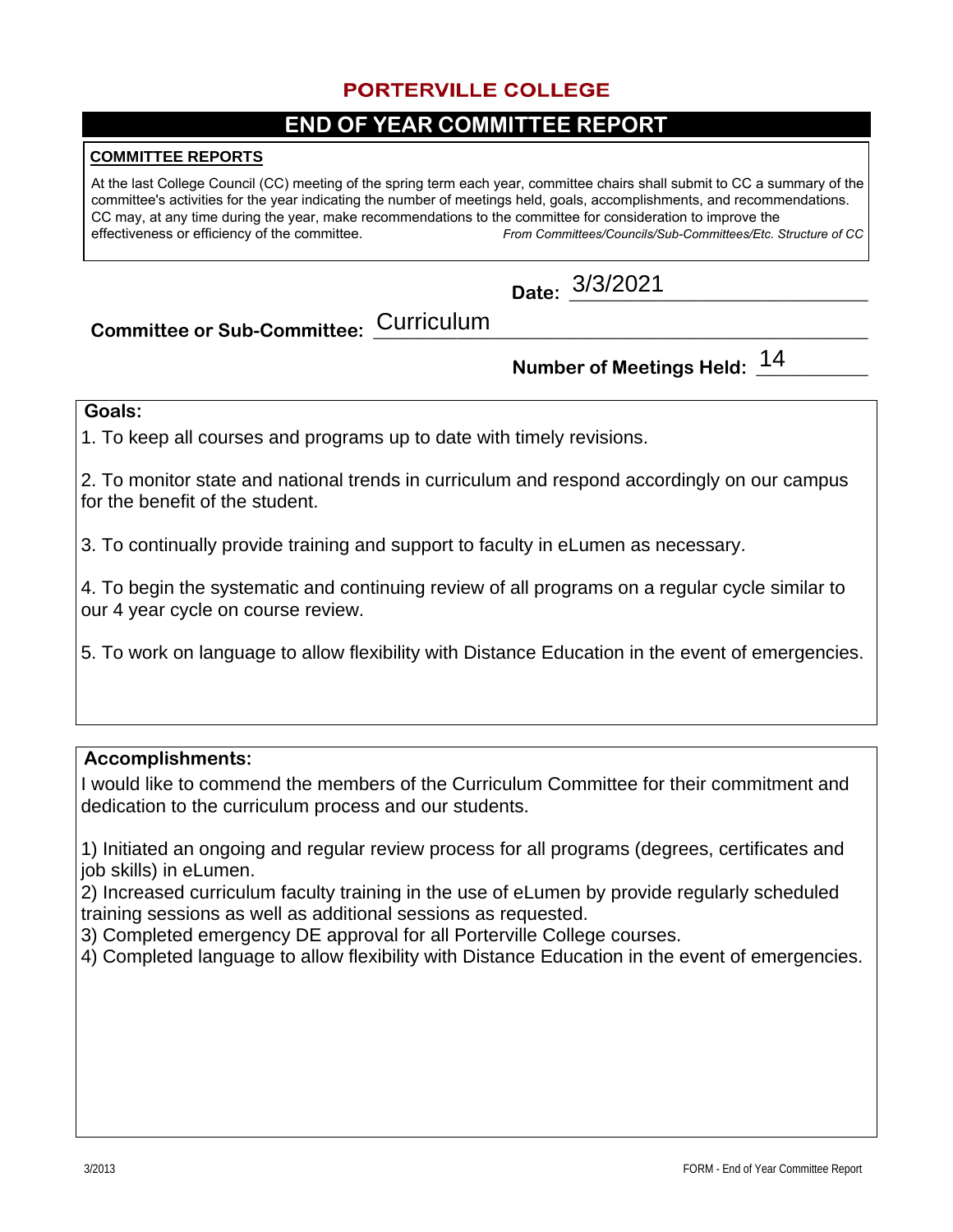# PORTERVILLE COLLEGE

## END OF YEAR COMMITTEE REPORT

**COMMITTEE REPORTS**

At the last College Council (CC) meeting of the spring term each year, committee chairs shall submit to CC a summary of the committee's activities for the year indicating the number of meetings held, goals, accomplishments, and recommendations. CC may, at any time during the year, make recommendations to the committee for consideration to improve the effectiveness or efficiency of the committee. *From Committees/Councils/Sub-Committees/Etc. Structure of CC*

**Date:** 3/3/2021

**Committee or Sub-Committee:** Curriculum

**Number of Meetings Held:** 14

**Goals:**

1. To keep all courses and programs up to date with timely revisions.

2. To monitor state and national trends in curriculum and respond accordingly on our campus for the benefit of the student.

3. To continually provide training and support to faculty in eLumen as necessary.

4. To begin the systematic and continuing review of all programs on a regular cycle similar to our 4 year cycle on course review.

5. To work on language to allow flexibility with Distance Education in the event of emergencies.

**Accomplishments:**

I would like to commend the members of the Curriculum Committee for their commitment and dedication to the curriculum process and our students.

1) Initiated an ongoing and regular review process for all programs (degrees, certificates and job skills) in eLumen.
2) Increased curriculum faculty training in the use of eLumen by provide regularly scheduled training sessions as well as additional sessions as requested.
3) Completed emergency DE approval for all Porterville College courses.
4) Completed language to allow flexibility with Distance Education in the event of emergencies.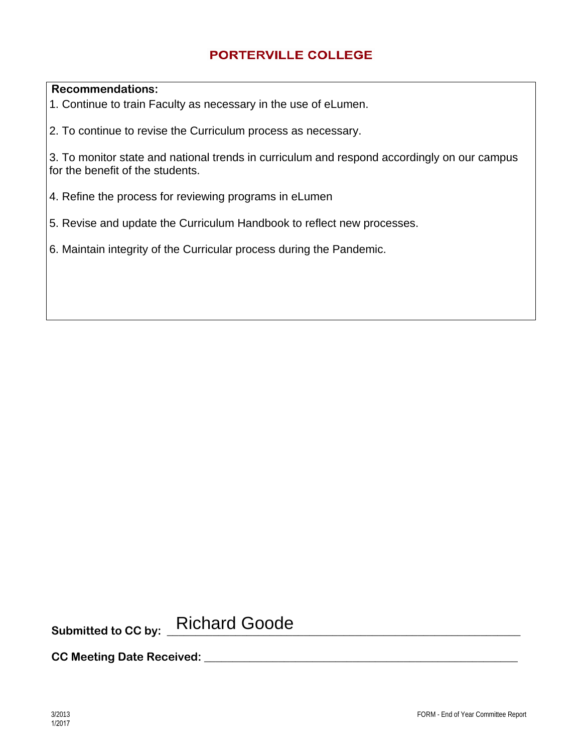## PORTERVILLE COLLEGE

**Recommendations:**

1. Continue to train Faculty as necessary in the use of eLumen.

2. To continue to revise the Curriculum process as necessary.

3. To monitor state and national trends in curriculum and respond accordingly on our campus for the benefit of the students.

4. Refine the process for reviewing programs in eLumen

5. Revise and update the Curriculum Handbook to reflect new processes.

6. Maintain integrity of the Curricular process during the Pandemic.

**Submitted to CC by:** Richard Goode

**CC Meeting Date Received:** ______________________________

3/2013
1/2017

FORM - End of Year Committee Report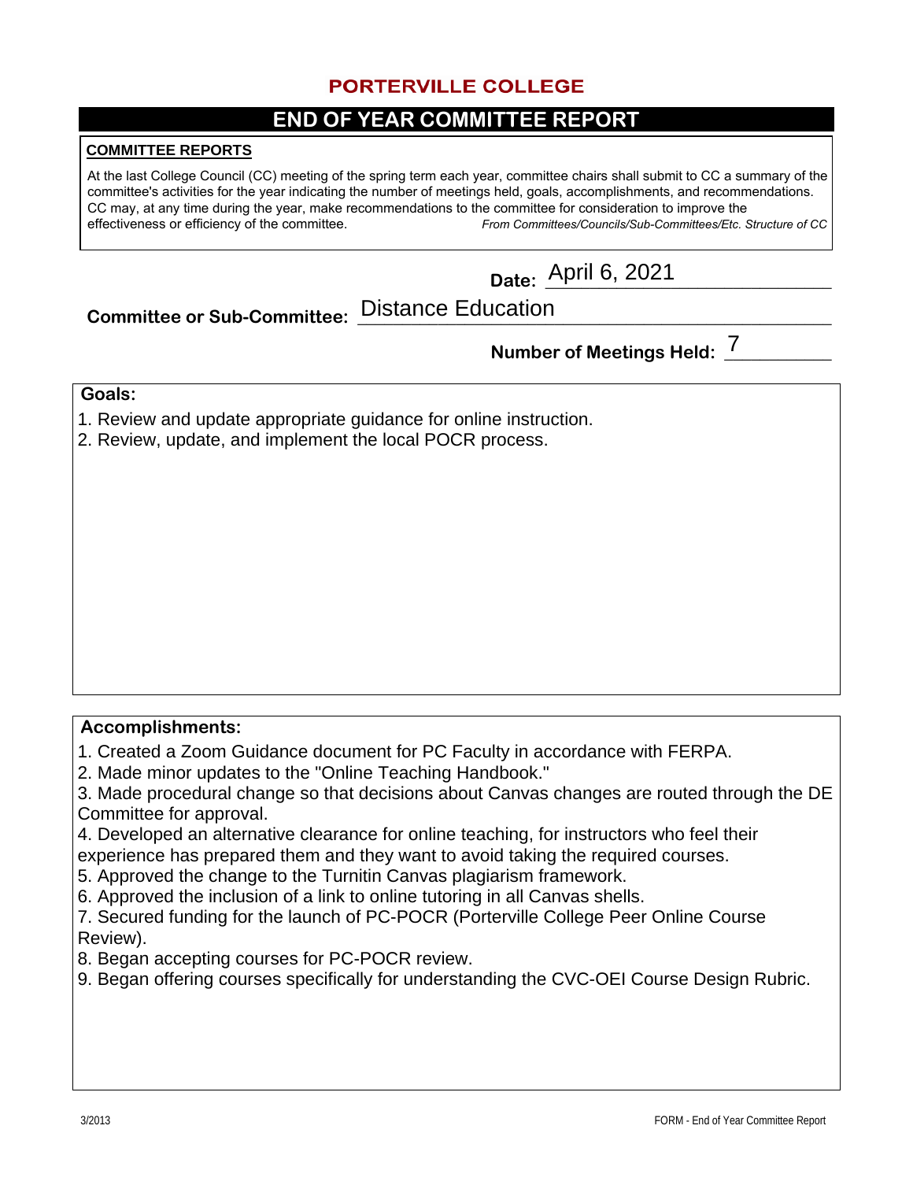# PORTERVILLE COLLEGE

## END OF YEAR COMMITTEE REPORT

**COMMITTEE REPORTS**

At the last College Council (CC) meeting of the spring term each year, committee chairs shall submit to CC a summary of the committee's activities for the year indicating the number of meetings held, goals, accomplishments, and recommendations. CC may, at any time during the year, make recommendations to the committee for consideration to improve the effectiveness or efficiency of the committee. *From Committees/Councils/Sub-Committees/Etc. Structure of CC*

**Date:** April 6, 2021

**Committee or Sub-Committee:** Distance Education

**Number of Meetings Held:** 7

**Goals:**

1. Review and update appropriate guidance for online instruction.
2. Review, update, and implement the local POCR process.

**Accomplishments:**

1. Created a Zoom Guidance document for PC Faculty in accordance with FERPA.
2. Made minor updates to the "Online Teaching Handbook."
3. Made procedural change so that decisions about Canvas changes are routed through the DE Committee for approval.
4. Developed an alternative clearance for online teaching, for instructors who feel their experience has prepared them and they want to avoid taking the required courses.
5. Approved the change to the Turnitin Canvas plagiarism framework.
6. Approved the inclusion of a link to online tutoring in all Canvas shells.
7. Secured funding for the launch of PC-POCR (Porterville College Peer Online Course Review).
8. Began accepting courses for PC-POCR review.
9. Began offering courses specifically for understanding the CVC-OEI Course Design Rubric.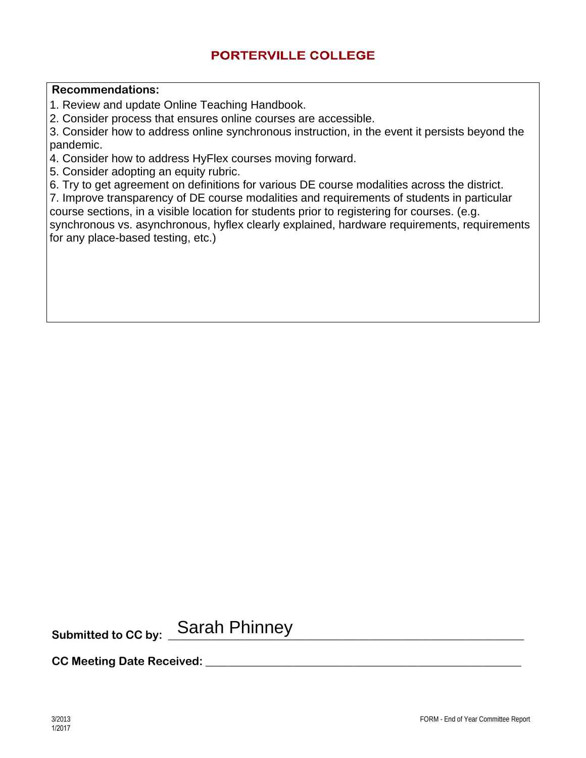# PORTERVILLE COLLEGE

**Recommendations:**

1. Review and update Online Teaching Handbook.
2. Consider process that ensures online courses are accessible.
3. Consider how to address online synchronous instruction, in the event it persists beyond the pandemic.
4. Consider how to address HyFlex courses moving forward.
5. Consider adopting an equity rubric.
6. Try to get agreement on definitions for various DE course modalities across the district.
7. Improve transparency of DE course modalities and requirements of students in particular course sections, in a visible location for students prior to registering for courses. (e.g. synchronous vs. asynchronous, hyflex clearly explained, hardware requirements, requirements for any place-based testing, etc.)

**Submitted to CC by:** Sarah Phinney

**CC Meeting Date Received:** ______________________________

3/2013
1/2017

FORM - End of Year Committee Report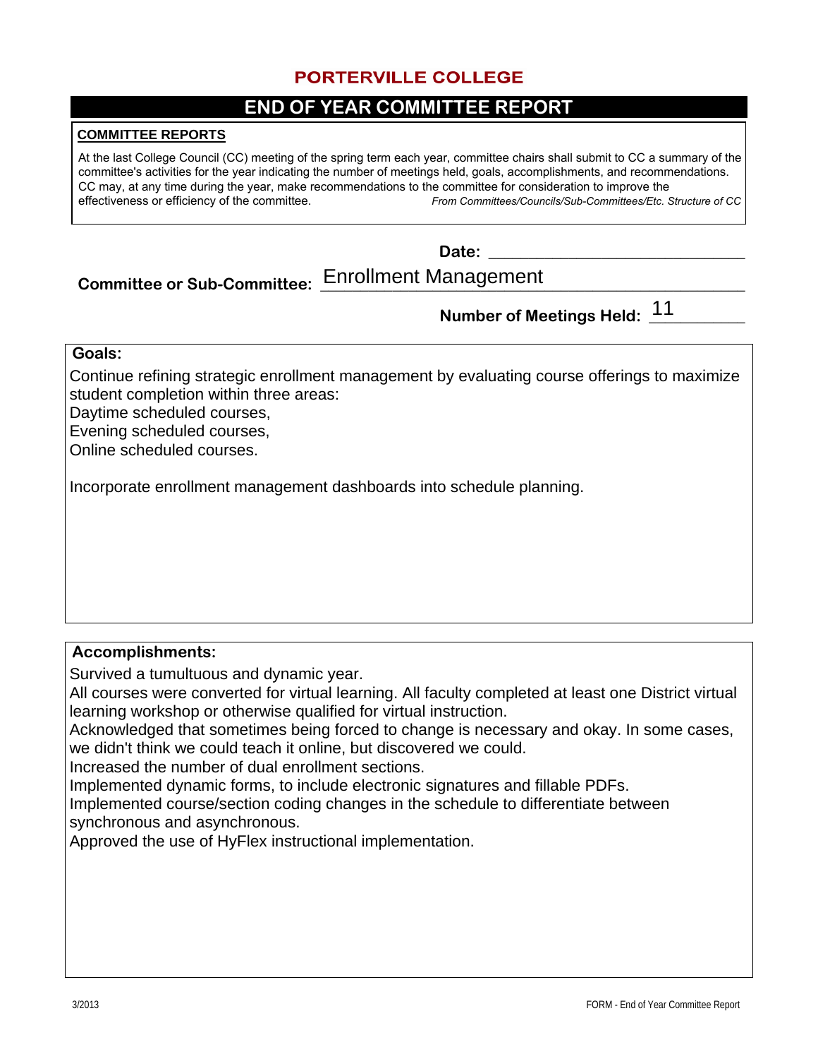# PORTERVILLE COLLEGE

## END OF YEAR COMMITTEE REPORT

**COMMITTEE REPORTS**

At the last College Council (CC) meeting of the spring term each year, committee chairs shall submit to CC a summary of the committee's activities for the year indicating the number of meetings held, goals, accomplishments, and recommendations. CC may, at any time during the year, make recommendations to the committee for consideration to improve the effectiveness or efficiency of the committee. *From Committees/Councils/Sub-Committees/Etc. Structure of CC*

**Date:** ______________________________

**Committee or Sub-Committee:** Enrollment Management

**Number of Meetings Held:** 11

**Goals:**

Continue refining strategic enrollment management by evaluating course offerings to maximize student completion within three areas:
Daytime scheduled courses,
Evening scheduled courses,
Online scheduled courses.

Incorporate enrollment management dashboards into schedule planning.

**Accomplishments:**

Survived a tumultuous and dynamic year.
All courses were converted for virtual learning. All faculty completed at least one District virtual learning workshop or otherwise qualified for virtual instruction.
Acknowledged that sometimes being forced to change is necessary and okay. In some cases, we didn't think we could teach it online, but discovered we could.
Increased the number of dual enrollment sections.
Implemented dynamic forms, to include electronic signatures and fillable PDFs.
Implemented course/section coding changes in the schedule to differentiate between synchronous and asynchronous.
Approved the use of HyFlex instructional implementation.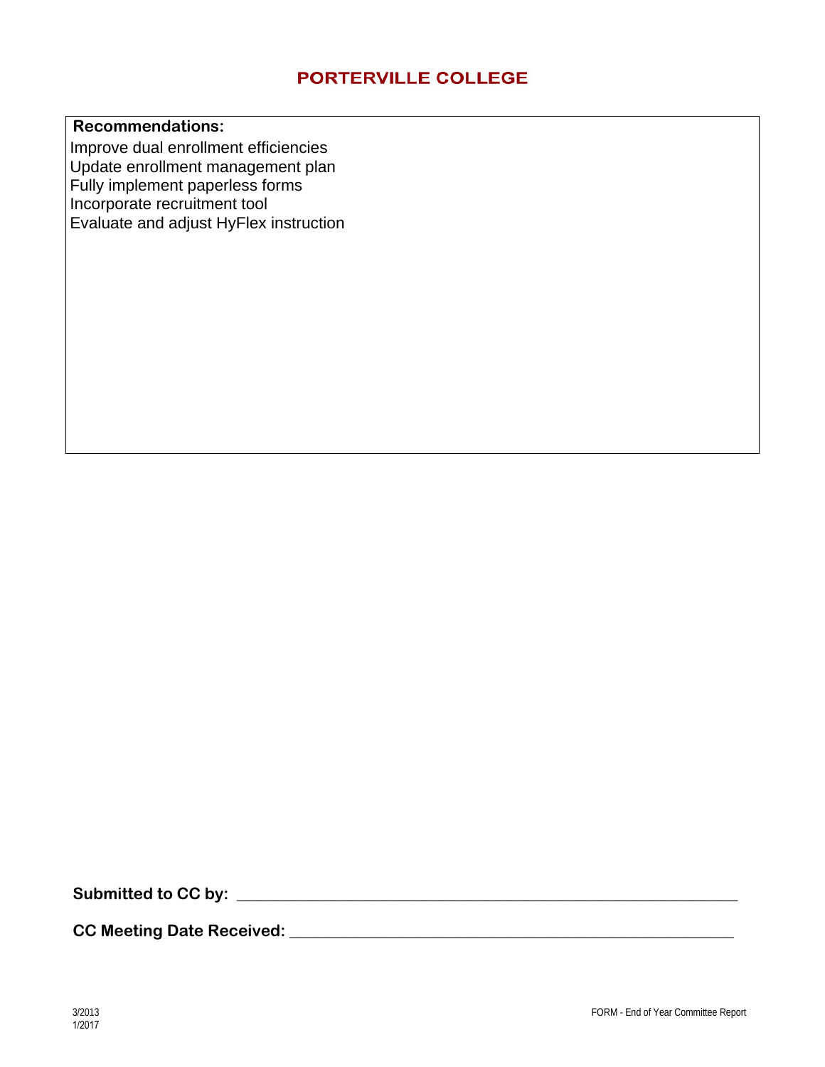# PORTERVILLE COLLEGE

**Recommendations:**

Improve dual enrollment efficiencies
Update enrollment management plan
Fully implement paperless forms
Incorporate recruitment tool
Evaluate and adjust HyFlex instruction

**Submitted to CC by:** ___________________________________________

**CC Meeting Date Received:** ____________________________________

3/2013
1/2017

FORM - End of Year Committee Report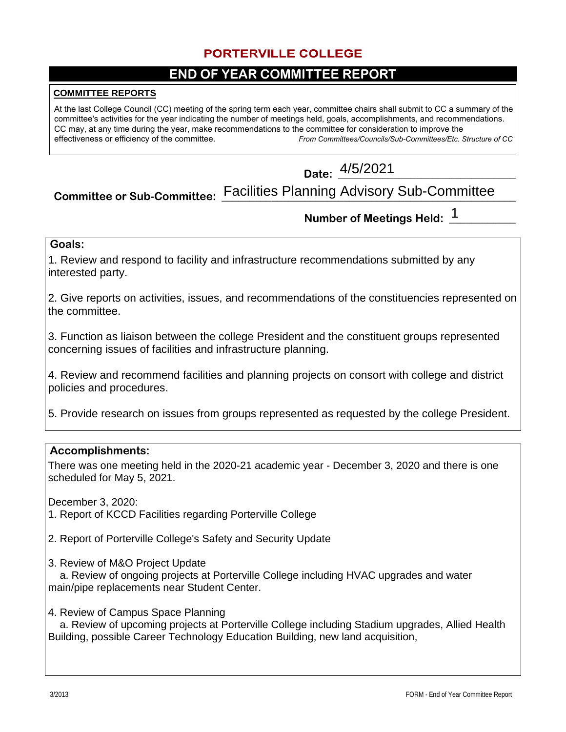# PORTERVILLE COLLEGE

## END OF YEAR COMMITTEE REPORT

**COMMITTEE REPORTS**

At the last College Council (CC) meeting of the spring term each year, committee chairs shall submit to CC a summary of the committee's activities for the year indicating the number of meetings held, goals, accomplishments, and recommendations. CC may, at any time during the year, make recommendations to the committee for consideration to improve the effectiveness or efficiency of the committee. *From Committees/Councils/Sub-Committees/Etc. Structure of CC*

**Date:** 4/5/2021

**Committee or Sub-Committee:** Facilities Planning Advisory Sub-Committee

**Number of Meetings Held:** 1

**Goals:**

1. Review and respond to facility and infrastructure recommendations submitted by any interested party.

2. Give reports on activities, issues, and recommendations of the constituencies represented on the committee.

3. Function as liaison between the college President and the constituent groups represented concerning issues of facilities and infrastructure planning.

4. Review and recommend facilities and planning projects on consort with college and district policies and procedures.

5. Provide research on issues from groups represented as requested by the college President.

**Accomplishments:**

There was one meeting held in the 2020-21 academic year - December 3, 2020 and there is one scheduled for May 5, 2021.

December 3, 2020:

1. Report of KCCD Facilities regarding Porterville College

2. Report of Porterville College's Safety and Security Update

3. Review of M&O Project Update
   a. Review of ongoing projects at Porterville College including HVAC upgrades and water main/pipe replacements near Student Center.

4. Review of Campus Space Planning
   a. Review of upcoming projects at Porterville College including Stadium upgrades, Allied Health Building, possible Career Technology Education Building, new land acquisition,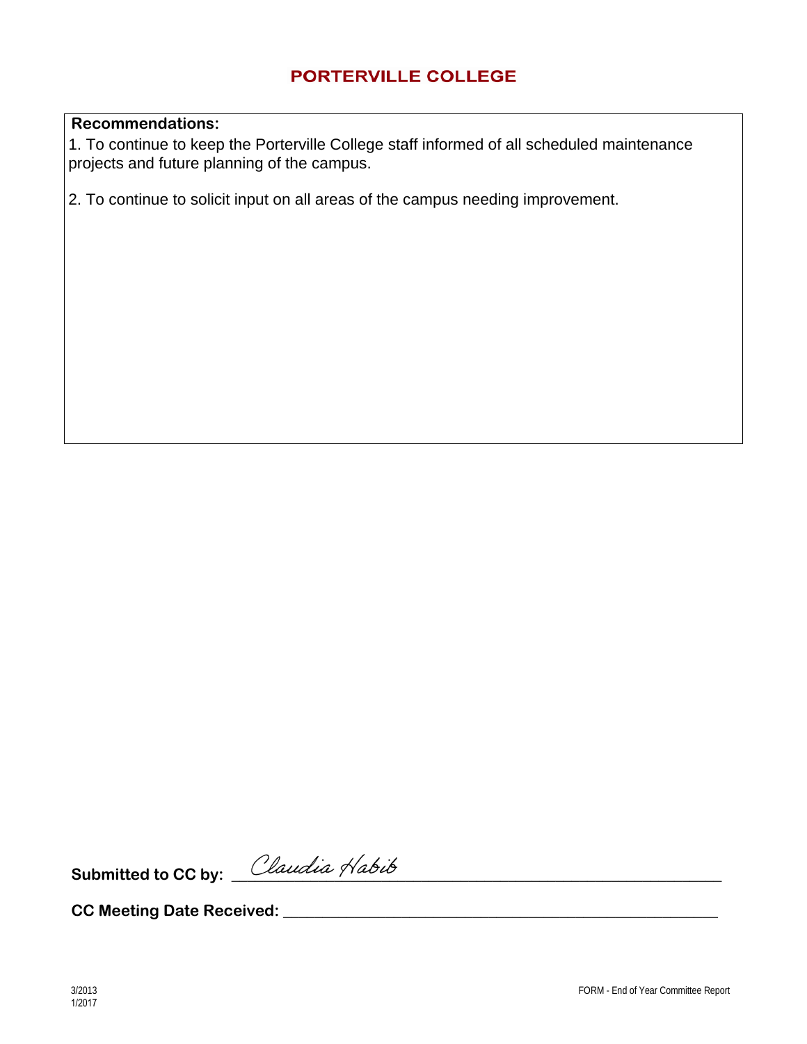# PORTERVILLE COLLEGE

**Recommendations:**

1. To continue to keep the Porterville College staff informed of all scheduled maintenance projects and future planning of the campus.

2. To continue to solicit input on all areas of the campus needing improvement.

**Submitted to CC by:** Claudia Habib

**CC Meeting Date Received:** ___________________________

3/2013
1/2017

FORM - End of Year Committee Report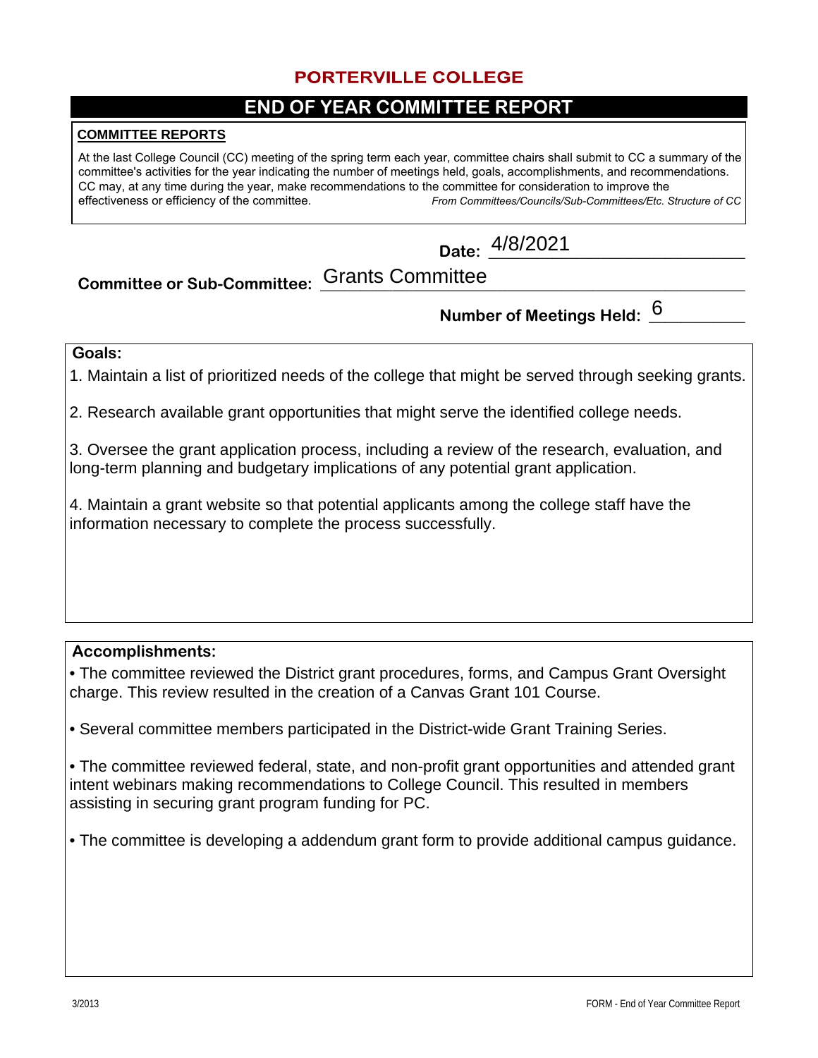# PORTERVILLE COLLEGE

## END OF YEAR COMMITTEE REPORT

**COMMITTEE REPORTS**

At the last College Council (CC) meeting of the spring term each year, committee chairs shall submit to CC a summary of the committee's activities for the year indicating the number of meetings held, goals, accomplishments, and recommendations. CC may, at any time during the year, make recommendations to the committee for consideration to improve the effectiveness or efficiency of the committee. *From Committees/Councils/Sub-Committees/Etc. Structure of CC*

**Date:** 4/8/2021

**Committee or Sub-Committee:** Grants Committee

**Number of Meetings Held:** 6

**Goals:**

1. Maintain a list of prioritized needs of the college that might be served through seeking grants.

2. Research available grant opportunities that might serve the identified college needs.

3. Oversee the grant application process, including a review of the research, evaluation, and long-term planning and budgetary implications of any potential grant application.

4. Maintain a grant website so that potential applicants among the college staff have the information necessary to complete the process successfully.

**Accomplishments:**

- The committee reviewed the District grant procedures, forms, and Campus Grant Oversight charge. This review resulted in the creation of a Canvas Grant 101 Course.

- Several committee members participated in the District-wide Grant Training Series.

- The committee reviewed federal, state, and non-profit grant opportunities and attended grant intent webinars making recommendations to College Council. This resulted in members assisting in securing grant program funding for PC.

- The committee is developing a addendum grant form to provide additional campus guidance.

3/2013 FORM - End of Year Committee Report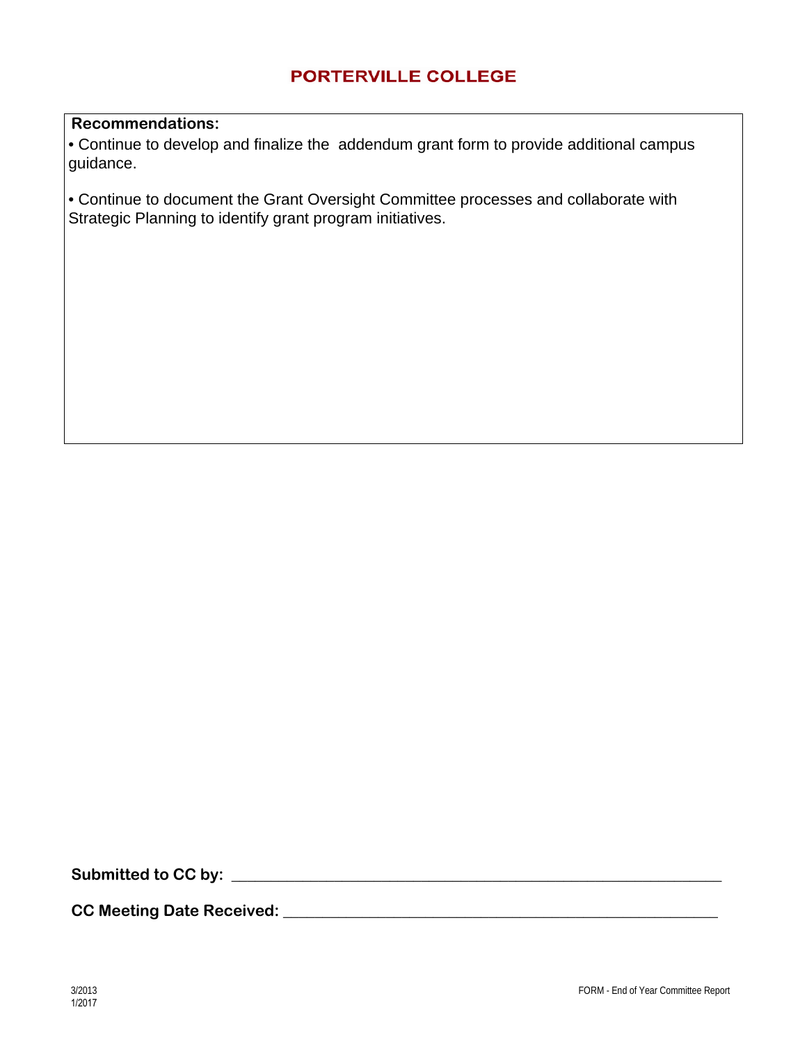**Recommendations:**

- Continue to develop and finalize the addendum grant form to provide additional campus guidance.

- Continue to document the Grant Oversight Committee processes and collaborate with Strategic Planning to identify grant program initiatives.

**Submitted to CC by:** ____________________________________________

**CC Meeting Date Received:** ______________________________________

3/2013
1/2017

FORM - End of Year Committee Report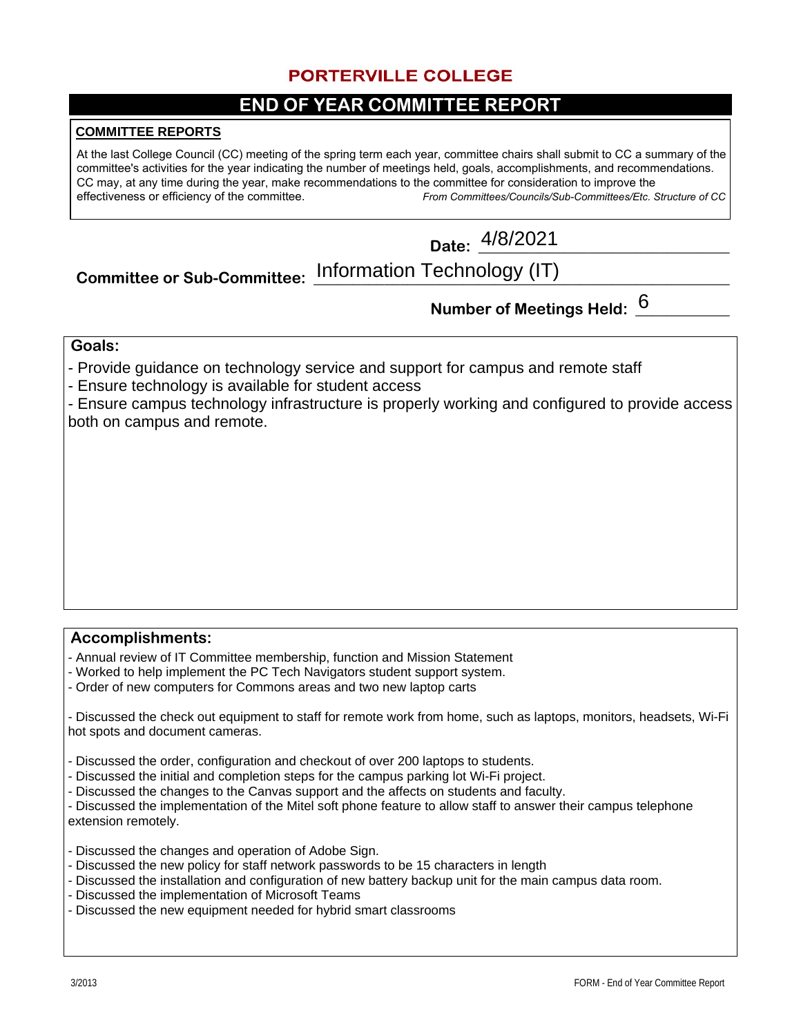# PORTERVILLE COLLEGE

## END OF YEAR COMMITTEE REPORT

**COMMITTEE REPORTS**

At the last College Council (CC) meeting of the spring term each year, committee chairs shall submit to CC a summary of the committee's activities for the year indicating the number of meetings held, goals, accomplishments, and recommendations. CC may, at any time during the year, make recommendations to the committee for consideration to improve the effectiveness or efficiency of the committee. *From Committees/Councils/Sub-Committees/Etc. Structure of CC*

**Date:** 4/8/2021

**Committee or Sub-Committee:** Information Technology (IT)

**Number of Meetings Held:** 6

**Goals:**

- Provide guidance on technology service and support for campus and remote staff
- Ensure technology is available for student access
- Ensure campus technology infrastructure is properly working and configured to provide access both on campus and remote.

**Accomplishments:**

- Annual review of IT Committee membership, function and Mission Statement
- Worked to help implement the PC Tech Navigators student support system.
- Order of new computers for Commons areas and two new laptop carts

- Discussed the check out equipment to staff for remote work from home, such as laptops, monitors, headsets, Wi-Fi hot spots and document cameras.

- Discussed the order, configuration and checkout of over 200 laptops to students.
- Discussed the initial and completion steps for the campus parking lot Wi-Fi project.
- Discussed the changes to the Canvas support and the affects on students and faculty.
- Discussed the implementation of the Mitel soft phone feature to allow staff to answer their campus telephone extension remotely.

- Discussed the changes and operation of Adobe Sign.
- Discussed the new policy for staff network passwords to be 15 characters in length
- Discussed the installation and configuration of new battery backup unit for the main campus data room.
- Discussed the implementation of Microsoft Teams
- Discussed the new equipment needed for hybrid smart classrooms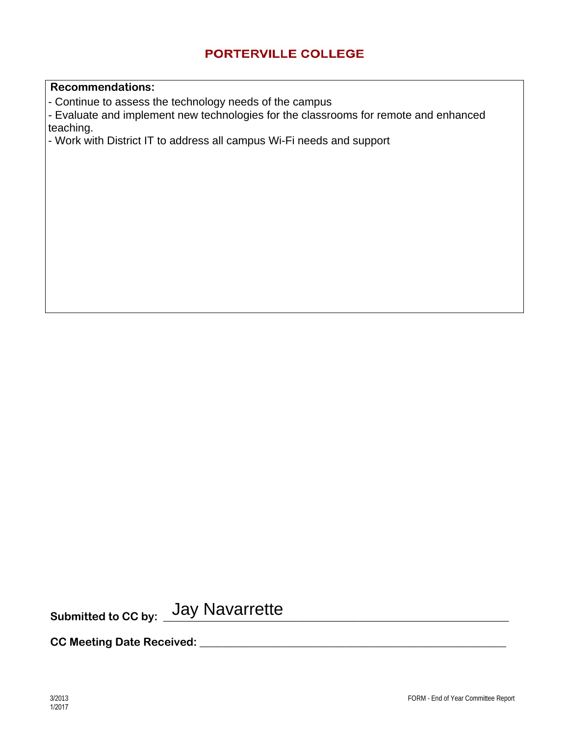## PORTERVILLE COLLEGE

**Recommendations:**

- Continue to assess the technology needs of the campus
- Evaluate and implement new technologies for the classrooms for remote and enhanced teaching.
- Work with District IT to address all campus Wi-Fi needs and support

**Submitted to CC by:** Jay Navarrette

**CC Meeting Date Received:** ______________________________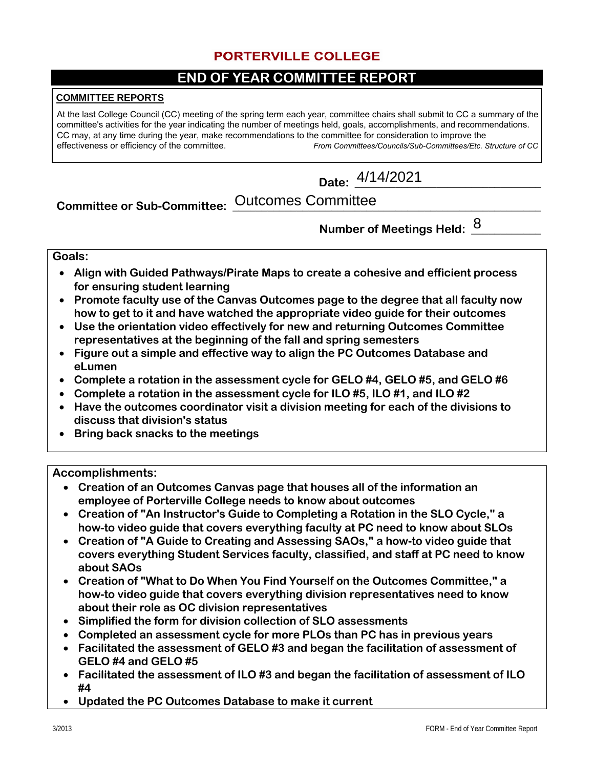# PORTERVILLE COLLEGE

## END OF YEAR COMMITTEE REPORT

**COMMITTEE REPORTS**

At the last College Council (CC) meeting of the spring term each year, committee chairs shall submit to CC a summary of the committee's activities for the year indicating the number of meetings held, goals, accomplishments, and recommendations. CC may, at any time during the year, make recommendations to the committee for consideration to improve the effectiveness or efficiency of the committee. *From Committees/Councils/Sub-Committees/Etc. Structure of CC*

**Date:** 4/14/2021

**Committee or Sub-Committee:** Outcomes Committee

**Number of Meetings Held:** 8

**Goals:**

- **Align with Guided Pathways/Pirate Maps to create a cohesive and efficient process for ensuring student learning**
- **Promote faculty use of the Canvas Outcomes page to the degree that all faculty now how to get to it and have watched the appropriate video guide for their outcomes**
- **Use the orientation video effectively for new and returning Outcomes Committee representatives at the beginning of the fall and spring semesters**
- **Figure out a simple and effective way to align the PC Outcomes Database and eLumen**
- **Complete a rotation in the assessment cycle for GELO #4, GELO #5, and GELO #6**
- **Complete a rotation in the assessment cycle for ILO #5, ILO #1, and ILO #2**
- **Have the outcomes coordinator visit a division meeting for each of the divisions to discuss that division's status**
- **Bring back snacks to the meetings**

**Accomplishments:**

- **Creation of an Outcomes Canvas page that houses all of the information an employee of Porterville College needs to know about outcomes**
- **Creation of "An Instructor's Guide to Completing a Rotation in the SLO Cycle," a how-to video guide that covers everything faculty at PC need to know about SLOs**
- **Creation of "A Guide to Creating and Assessing SAOs," a how-to video guide that covers everything Student Services faculty, classified, and staff at PC need to know about SAOs**
- **Creation of "What to Do When You Find Yourself on the Outcomes Committee," a how-to video guide that covers everything division representatives need to know about their role as OC division representatives**
- **Simplified the form for division collection of SLO assessments**
- **Completed an assessment cycle for more PLOs than PC has in previous years**
- **Facilitated the assessment of GELO #3 and began the facilitation of assessment of GELO #4 and GELO #5**
- **Facilitated the assessment of ILO #3 and began the facilitation of assessment of ILO #4**
- **Updated the PC Outcomes Database to make it current**

3/2013 FORM - End of Year Committee Report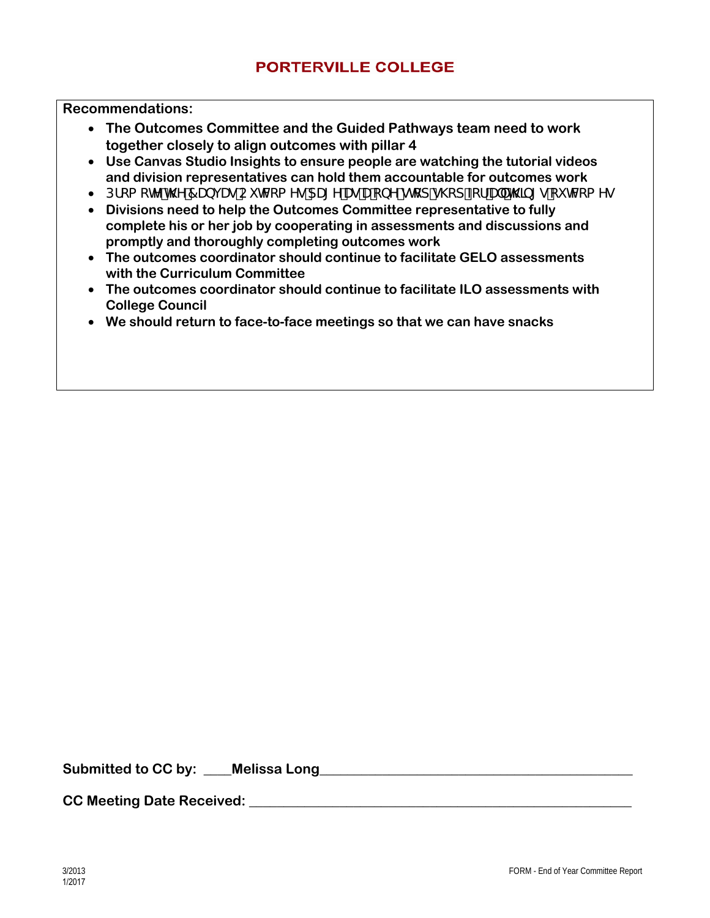## PORTERVILLE COLLEGE

**Recommendations:**

- **The Outcomes Committee and the Guided Pathways team need to work together closely to align outcomes with pillar 4**
- **Use Canvas Studio Insights to ensure people are watching the tutorial videos and division representatives can hold them accountable for outcomes work**
- **Promote the Canvas Outcomes Page as a one-stop shop for all things outcomes**
- **Divisions need to help the Outcomes Committee representative to fully complete his or her job by cooperating in assessments and discussions and promptly and thoroughly completing outcomes work**
- **The outcomes coordinator should continue to facilitate GELO assessments with the Curriculum Committee**
- **The outcomes coordinator should continue to facilitate ILO assessments with College Council**
- **We should return to face-to-face meetings so that we can have snacks**

**Submitted to CC by:** ____Melissa Long______________________________________________

**CC Meeting Date Received:** _________________________________________________________

3/2013
1/2017

FORM - End of Year Committee Report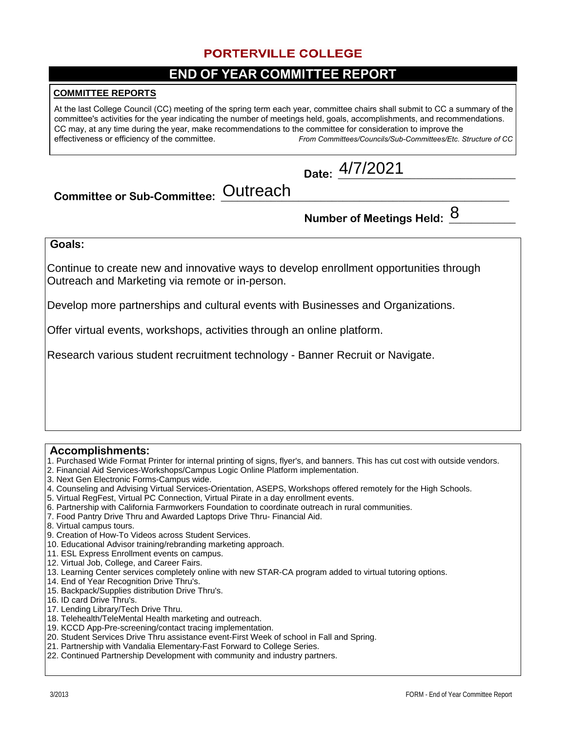# PORTERVILLE COLLEGE

## END OF YEAR COMMITTEE REPORT

**COMMITTEE REPORTS**

At the last College Council (CC) meeting of the spring term each year, committee chairs shall submit to CC a summary of the committee's activities for the year indicating the number of meetings held, goals, accomplishments, and recommendations. CC may, at any time during the year, make recommendations to the committee for consideration to improve the effectiveness or efficiency of the committee. *From Committees/Councils/Sub-Committees/Etc. Structure of CC*

**Date:** 4/7/2021

**Committee or Sub-Committee:** Outreach

**Number of Meetings Held:** 8

**Goals:**

Continue to create new and innovative ways to develop enrollment opportunities through Outreach and Marketing via remote or in-person.

Develop more partnerships and cultural events with Businesses and Organizations.

Offer virtual events, workshops, activities through an online platform.

Research various student recruitment technology - Banner Recruit or Navigate.

**Accomplishments:**

1. Purchased Wide Format Printer for internal printing of signs, flyer's, and banners. This has cut cost with outside vendors.
2. Financial Aid Services-Workshops/Campus Logic Online Platform implementation.
3. Next Gen Electronic Forms-Campus wide.
4. Counseling and Advising Virtual Services-Orientation, ASEPS, Workshops offered remotely for the High Schools.
5. Virtual RegFest, Virtual PC Connection, Virtual Pirate in a day enrollment events.
6. Partnership with California Farmworkers Foundation to coordinate outreach in rural communities.
7. Food Pantry Drive Thru and Awarded Laptops Drive Thru- Financial Aid.
8. Virtual campus tours.
9. Creation of How-To Videos across Student Services.
10. Educational Advisor training/rebranding marketing approach.
11. ESL Express Enrollment events on campus.
12. Virtual Job, College, and Career Fairs.
13. Learning Center services completely online with new STAR-CA program added to virtual tutoring options.
14. End of Year Recognition Drive Thru's.
15. Backpack/Supplies distribution Drive Thru's.
16. ID card Drive Thru's.
17. Lending Library/Tech Drive Thru.
18. Telehealth/TeleMental Health marketing and outreach.
19. KCCD App-Pre-screening/contact tracing implementation.
20. Student Services Drive Thru assistance event-First Week of school in Fall and Spring.
21. Partnership with Vandalia Elementary-Fast Forward to College Series.
22. Continued Partnership Development with community and industry partners.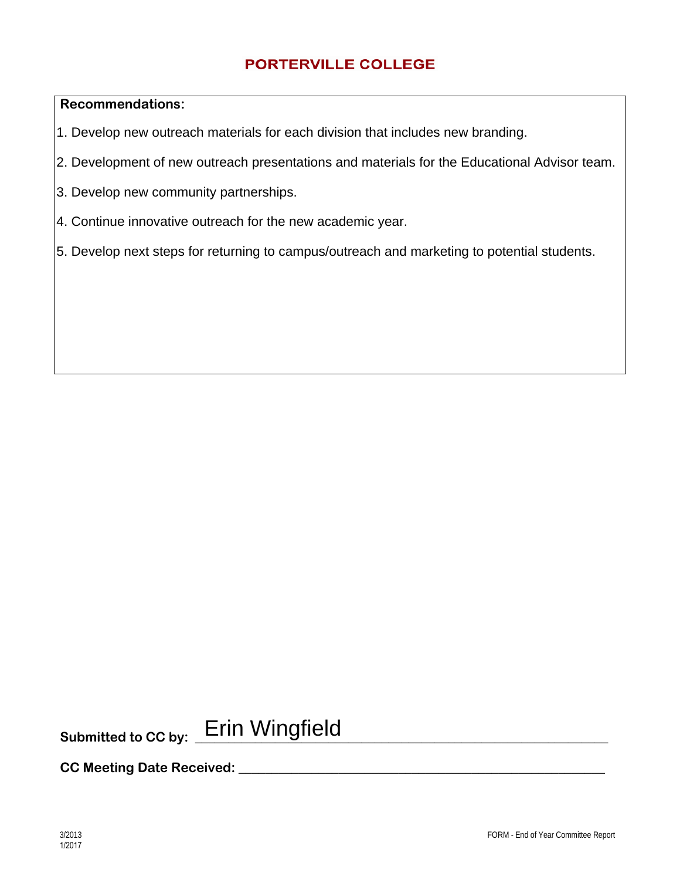**PORTERVILLE COLLEGE**

**Recommendations:**

1. Develop new outreach materials for each division that includes new branding.
2. Development of new outreach presentations and materials for the Educational Advisor team.
3. Develop new community partnerships.
4. Continue innovative outreach for the new academic year.
5. Develop next steps for returning to campus/outreach and marketing to potential students.

**Submitted to CC by:** Erin Wingfield

**CC Meeting Date Received:** ______________________________

3/2013
1/2017

FORM - End of Year Committee Report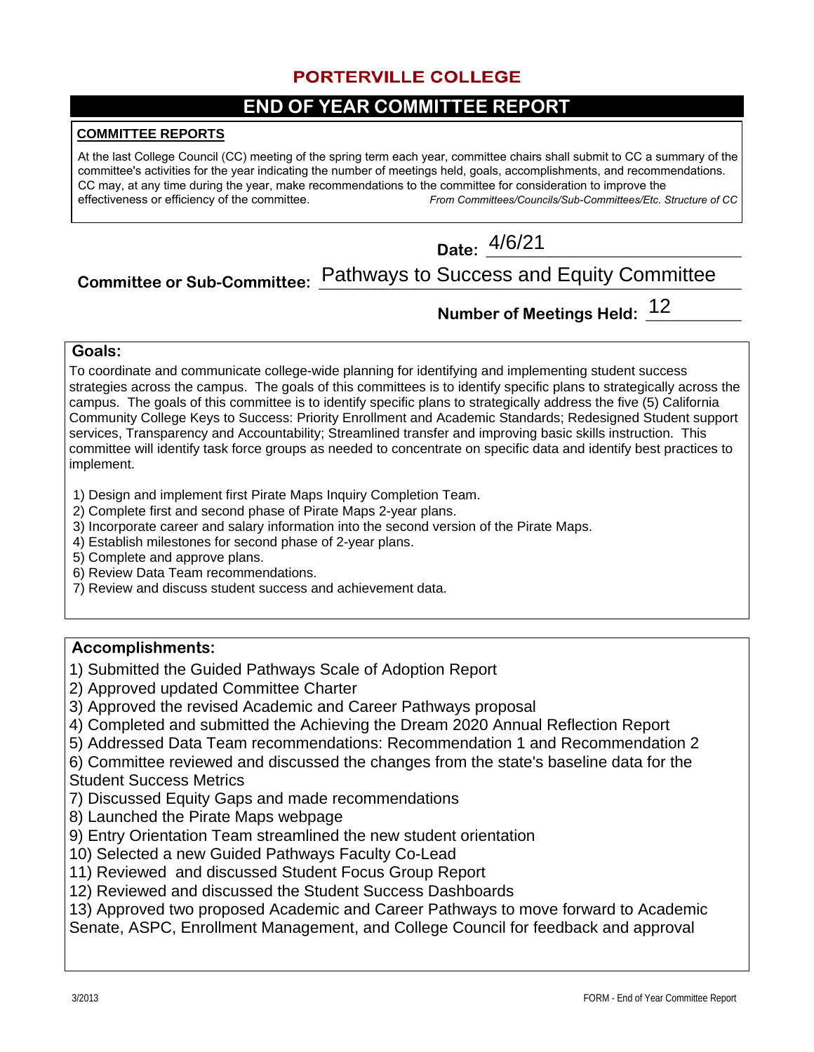# PORTERVILLE COLLEGE

## END OF YEAR COMMITTEE REPORT

**COMMITTEE REPORTS**

At the last College Council (CC) meeting of the spring term each year, committee chairs shall submit to CC a summary of the committee's activities for the year indicating the number of meetings held, goals, accomplishments, and recommendations. CC may, at any time during the year, make recommendations to the committee for consideration to improve the effectiveness or efficiency of the committee. *From Committees/Councils/Sub-Committees/Etc. Structure of CC*

**Date:** 4/6/21

**Committee or Sub-Committee:** Pathways to Success and Equity Committee

**Number of Meetings Held:** 12

**Goals:**

To coordinate and communicate college-wide planning for identifying and implementing student success strategies across the campus. The goals of this committees is to identify specific plans to strategically across the campus. The goals of this committee is to identify specific plans to strategically address the five (5) California Community College Keys to Success: Priority Enrollment and Academic Standards; Redesigned Student support services, Transparency and Accountability; Streamlined transfer and improving basic skills instruction. This committee will identify task force groups as needed to concentrate on specific data and identify best practices to implement.

1) Design and implement first Pirate Maps Inquiry Completion Team.
2) Complete first and second phase of Pirate Maps 2-year plans.
3) Incorporate career and salary information into the second version of the Pirate Maps.
4) Establish milestones for second phase of 2-year plans.
5) Complete and approve plans.
6) Review Data Team recommendations.
7) Review and discuss student success and achievement data.

**Accomplishments:**

1) Submitted the Guided Pathways Scale of Adoption Report
2) Approved updated Committee Charter
3) Approved the revised Academic and Career Pathways proposal
4) Completed and submitted the Achieving the Dream 2020 Annual Reflection Report
5) Addressed Data Team recommendations: Recommendation 1 and Recommendation 2
6) Committee reviewed and discussed the changes from the state's baseline data for the Student Success Metrics
7) Discussed Equity Gaps and made recommendations
8) Launched the Pirate Maps webpage
9) Entry Orientation Team streamlined the new student orientation
10) Selected a new Guided Pathways Faculty Co-Lead
11) Reviewed and discussed Student Focus Group Report
12) Reviewed and discussed the Student Success Dashboards
13) Approved two proposed Academic and Career Pathways to move forward to Academic Senate, ASPC, Enrollment Management, and College Council for feedback and approval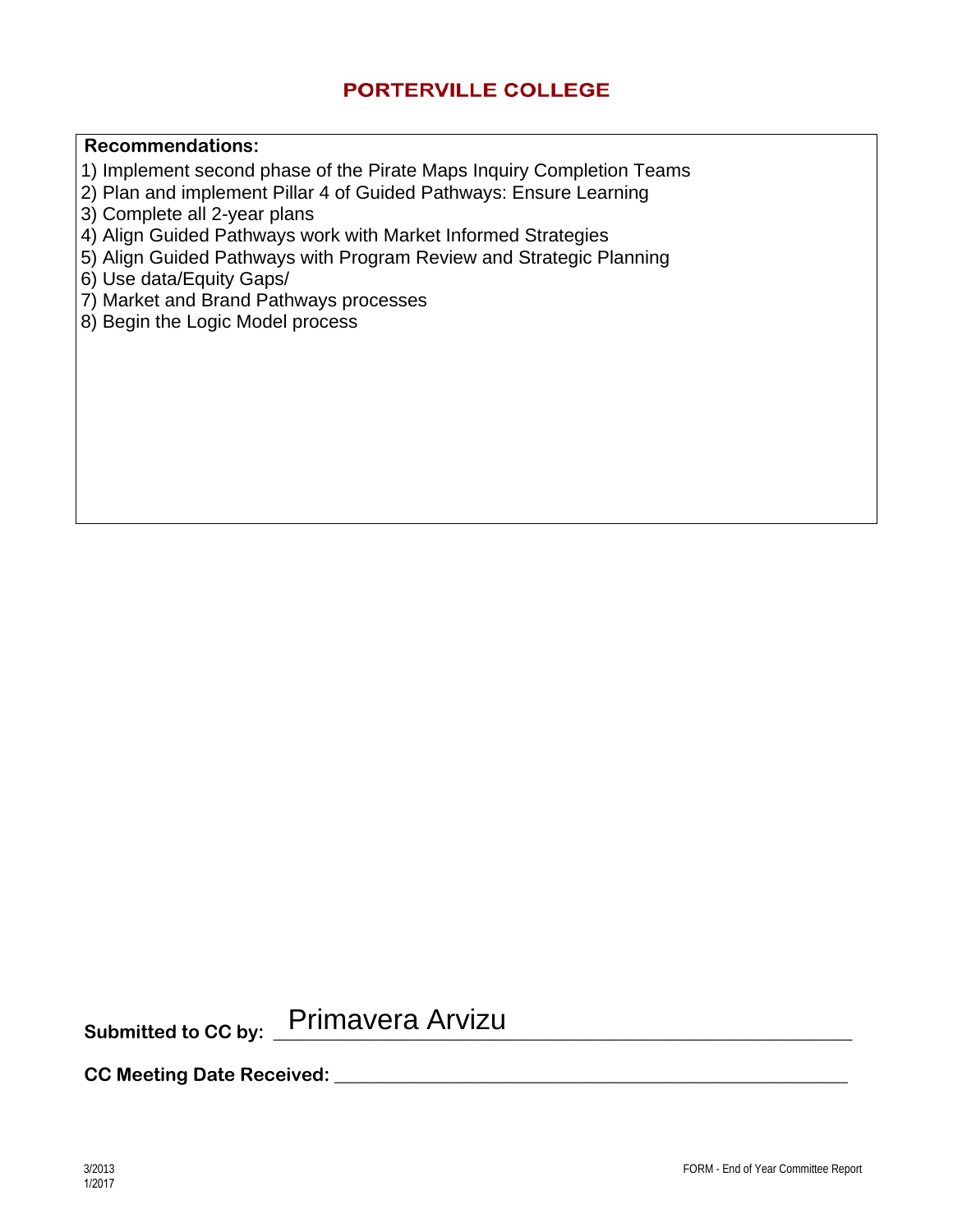# PORTERVILLE COLLEGE

**Recommendations:**

1) Implement second phase of the Pirate Maps Inquiry Completion Teams
2) Plan and implement Pillar 4 of Guided Pathways: Ensure Learning
3) Complete all 2-year plans
4) Align Guided Pathways work with Market Informed Strategies
5) Align Guided Pathways with Program Review and Strategic Planning
6) Use data/Equity Gaps/
7) Market and Brand Pathways processes
8) Begin the Logic Model process

**Submitted to CC by:** Primavera Arvizu

**CC Meeting Date Received:** ______________________________

3/2013
1/2017

FORM - End of Year Committee Report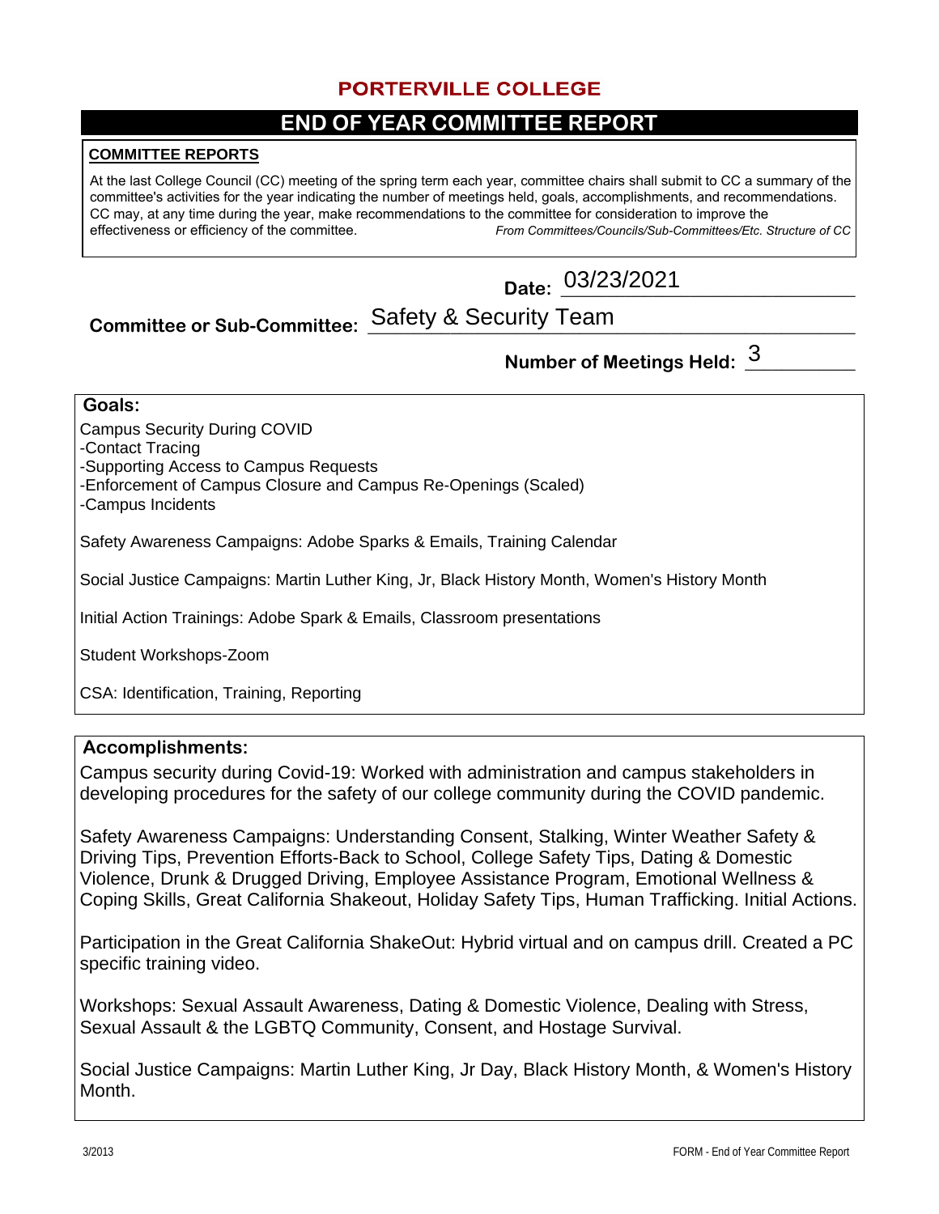# PORTERVILLE COLLEGE

## END OF YEAR COMMITTEE REPORT

**COMMITTEE REPORTS**

At the last College Council (CC) meeting of the spring term each year, committee chairs shall submit to CC a summary of the committee's activities for the year indicating the number of meetings held, goals, accomplishments, and recommendations. CC may, at any time during the year, make recommendations to the committee for consideration to improve the effectiveness or efficiency of the committee. *From Committees/Councils/Sub-Committees/Etc. Structure of CC*

**Date:** 03/23/2021

**Committee or Sub-Committee:** Safety & Security Team

**Number of Meetings Held:** 3

### Goals:

Campus Security During COVID
-Contact Tracing
-Supporting Access to Campus Requests
-Enforcement of Campus Closure and Campus Re-Openings (Scaled)
-Campus Incidents

Safety Awareness Campaigns: Adobe Sparks & Emails, Training Calendar

Social Justice Campaigns: Martin Luther King, Jr, Black History Month, Women's History Month

Initial Action Trainings: Adobe Spark & Emails, Classroom presentations

Student Workshops-Zoom

CSA: Identification, Training, Reporting

### Accomplishments:

Campus security during Covid-19: Worked with administration and campus stakeholders in developing procedures for the safety of our college community during the COVID pandemic.

Safety Awareness Campaigns: Understanding Consent, Stalking, Winter Weather Safety & Driving Tips, Prevention Efforts-Back to School, College Safety Tips, Dating & Domestic Violence, Drunk & Drugged Driving, Employee Assistance Program, Emotional Wellness & Coping Skills, Great California Shakeout, Holiday Safety Tips, Human Trafficking. Initial Actions.

Participation in the Great California ShakeOut: Hybrid virtual and on campus drill. Created a PC specific training video.

Workshops: Sexual Assault Awareness, Dating & Domestic Violence, Dealing with Stress, Sexual Assault & the LGBTQ Community, Consent, and Hostage Survival.

Social Justice Campaigns: Martin Luther King, Jr Day, Black History Month, & Women's History Month.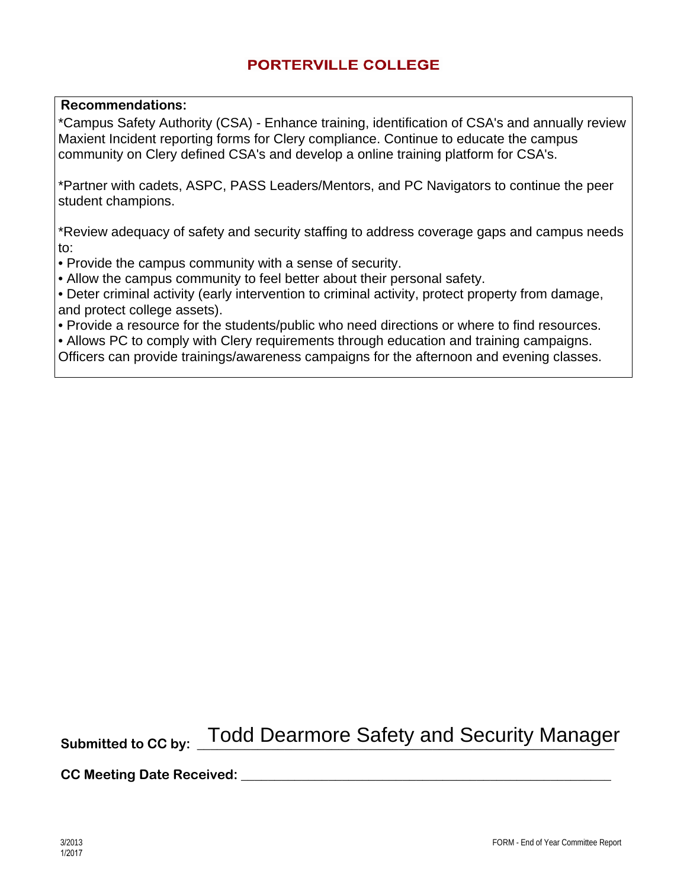## PORTERVILLE COLLEGE

**Recommendations:**

*Campus Safety Authority (CSA) - Enhance training, identification of CSA's and annually review Maxient Incident reporting forms for Clery compliance. Continue to educate the campus community on Clery defined CSA's and develop a online training platform for CSA's.

*Partner with cadets, ASPC, PASS Leaders/Mentors, and PC Navigators to continue the peer student champions.

*Review adequacy of safety and security staffing to address coverage gaps and campus needs to:

- Provide the campus community with a sense of security.
- Allow the campus community to feel better about their personal safety.
- Deter criminal activity (early intervention to criminal activity, protect property from damage, and protect college assets).
- Provide a resource for the students/public who need directions or where to find resources.
- Allows PC to comply with Clery requirements through education and training campaigns.

Officers can provide trainings/awareness campaigns for the afternoon and evening classes.

**Submitted to CC by:** Todd Dearmore Safety and Security Manager

**CC Meeting Date Received:** ______________________________

3/2013
1/2017

FORM - End of Year Committee Report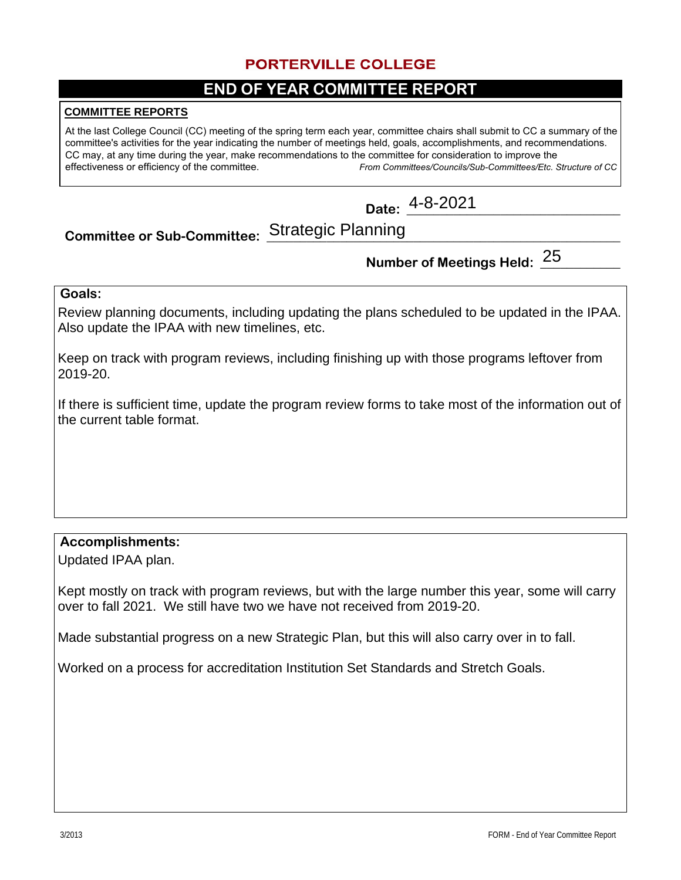# PORTERVILLE COLLEGE

## END OF YEAR COMMITTEE REPORT

**COMMITTEE REPORTS**

At the last College Council (CC) meeting of the spring term each year, committee chairs shall submit to CC a summary of the committee's activities for the year indicating the number of meetings held, goals, accomplishments, and recommendations. CC may, at any time during the year, make recommendations to the committee for consideration to improve the effectiveness or efficiency of the committee. *From Committees/Councils/Sub-Committees/Etc. Structure of CC*

**Date:** 4-8-2021

**Committee or Sub-Committee:** Strategic Planning

**Number of Meetings Held:** 25

**Goals:**

Review planning documents, including updating the plans scheduled to be updated in the IPAA. Also update the IPAA with new timelines, etc.

Keep on track with program reviews, including finishing up with those programs leftover from 2019-20.

If there is sufficient time, update the program review forms to take most of the information out of the current table format.

**Accomplishments:**

Updated IPAA plan.

Kept mostly on track with program reviews, but with the large number this year, some will carry over to fall 2021. We still have two we have not received from 2019-20.

Made substantial progress on a new Strategic Plan, but this will also carry over in to fall.

Worked on a process for accreditation Institution Set Standards and Stretch Goals.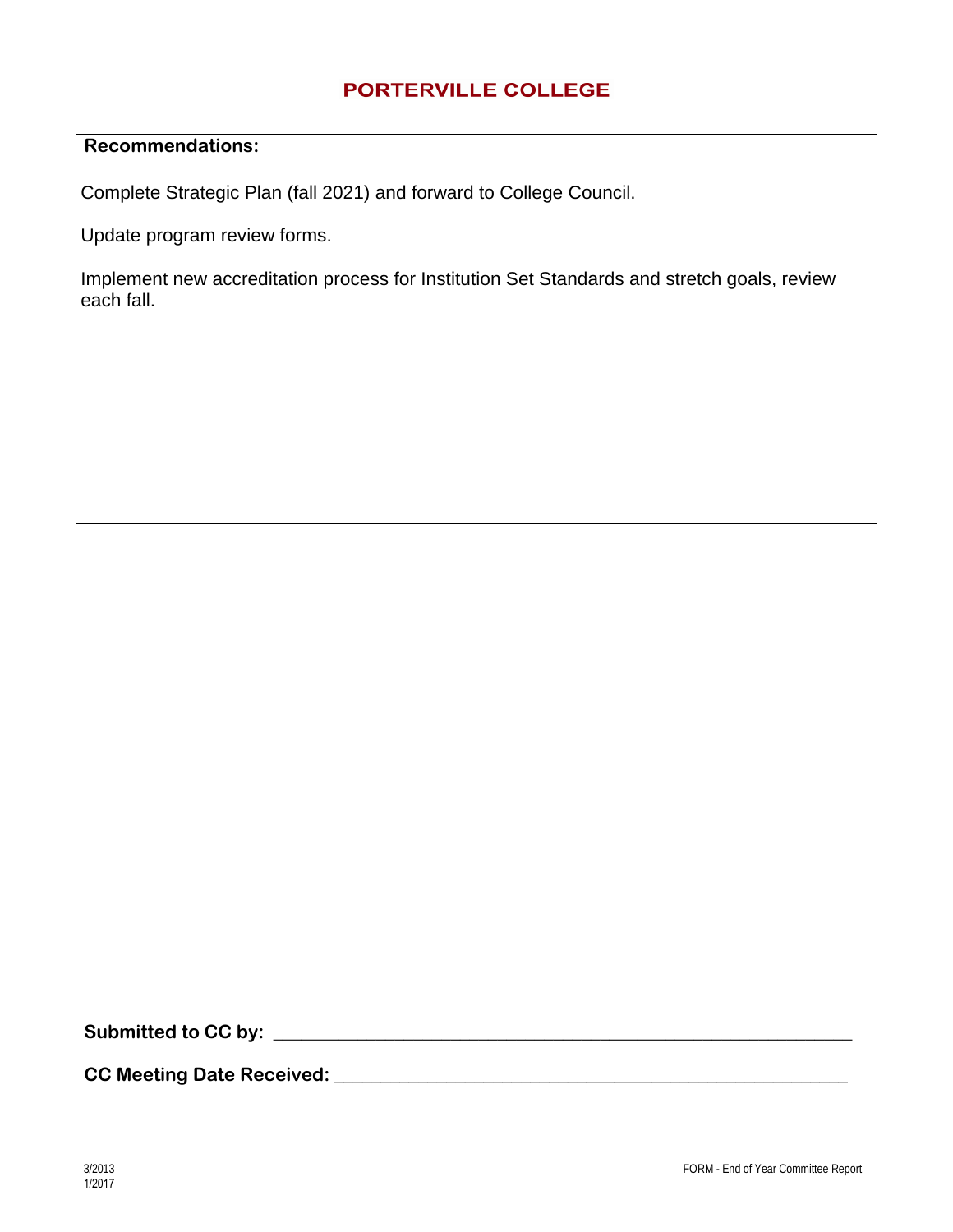# PORTERVILLE COLLEGE

**Recommendations:**

Complete Strategic Plan (fall 2021) and forward to College Council.

Update program review forms.

Implement new accreditation process for Institution Set Standards and stretch goals, review each fall.

**Submitted to CC by:** ____________________________________________

**CC Meeting Date Received:** ____________________________________________

3/2013
1/2017

FORM - End of Year Committee Report